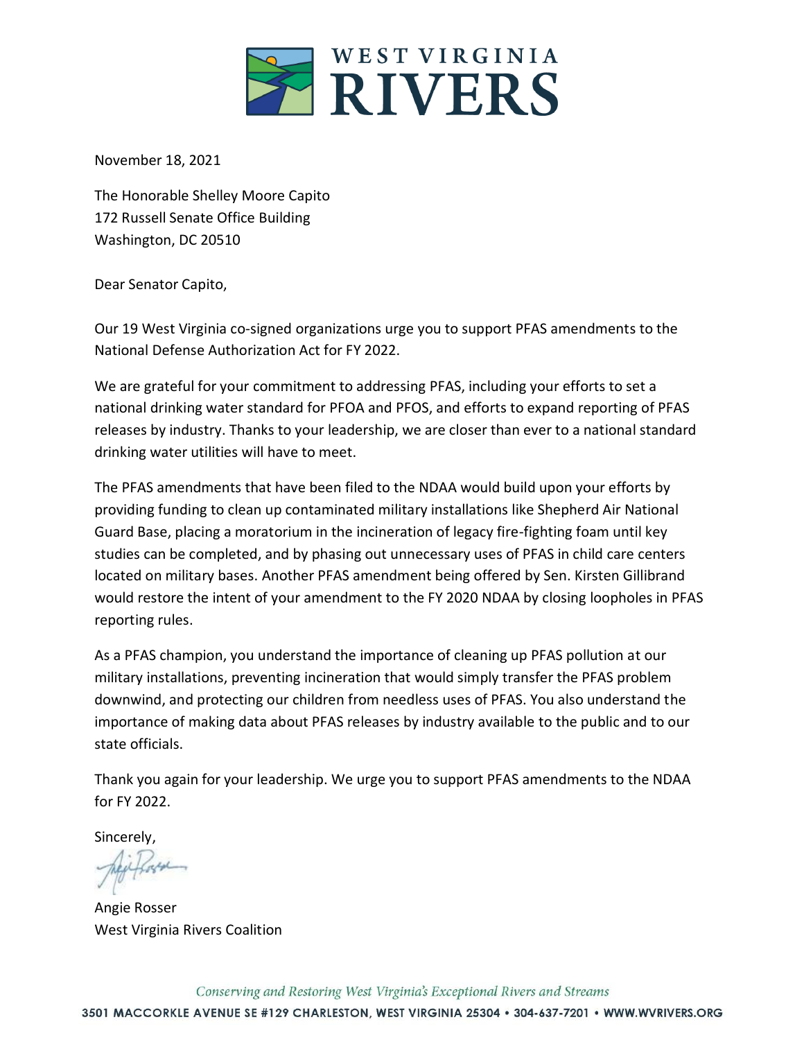# WEST VIRGINIA RIVERS

November 18, 2021

The Honorable Shelley Moore Capito
172 Russell Senate Office Building
Washington, DC 20510

Dear Senator Capito,

Our 19 West Virginia co-signed organizations urge you to support PFAS amendments to the National Defense Authorization Act for FY 2022.

We are grateful for your commitment to addressing PFAS, including your efforts to set a national drinking water standard for PFOA and PFOS, and efforts to expand reporting of PFAS releases by industry. Thanks to your leadership, we are closer than ever to a national standard drinking water utilities will have to meet.

The PFAS amendments that have been filed to the NDAA would build upon your efforts by providing funding to clean up contaminated military installations like Shepherd Air National Guard Base, placing a moratorium in the incineration of legacy fire-fighting foam until key studies can be completed, and by phasing out unnecessary uses of PFAS in child care centers located on military bases. Another PFAS amendment being offered by Sen. Kirsten Gillibrand would restore the intent of your amendment to the FY 2020 NDAA by closing loopholes in PFAS reporting rules.

As a PFAS champion, you understand the importance of cleaning up PFAS pollution at our military installations, preventing incineration that would simply transfer the PFAS problem downwind, and protecting our children from needless uses of PFAS. You also understand the importance of making data about PFAS releases by industry available to the public and to our state officials.

Thank you again for your leadership. We urge you to support PFAS amendments to the NDAA for FY 2022.

Sincerely,

Angie Rosser
West Virginia Rivers Coalition

*Conserving and Restoring West Virginia's Exceptional Rivers and Streams*

3501 MACCORKLE AVENUE SE #129 CHARLESTON, WEST VIRGINIA 25304 • 304-637-7201 • WWW.WVRIVERS.ORG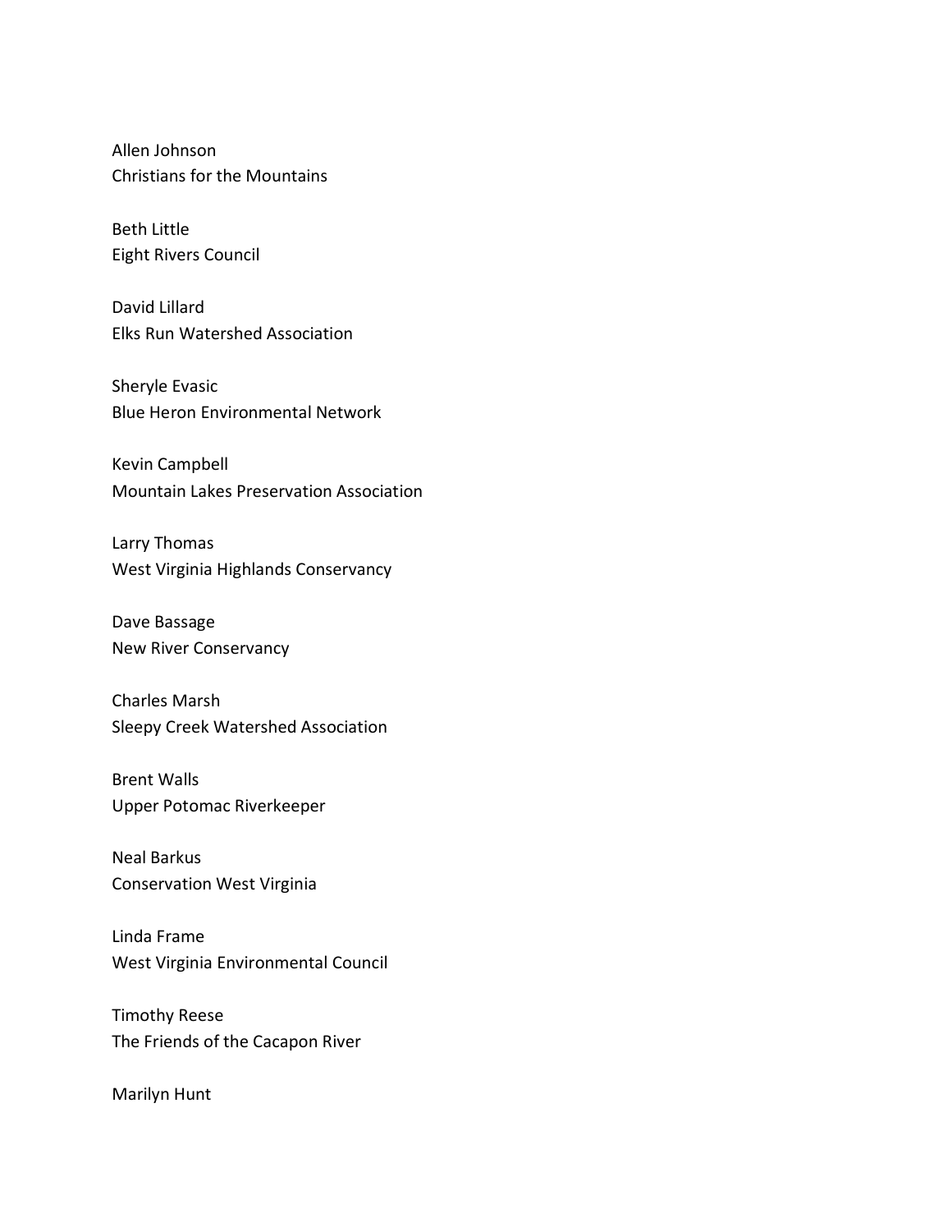Allen Johnson
Christians for the Mountains

Beth Little
Eight Rivers Council

David Lillard
Elks Run Watershed Association

Sheryle Evasic
Blue Heron Environmental Network

Kevin Campbell
Mountain Lakes Preservation Association

Larry Thomas
West Virginia Highlands Conservancy

Dave Bassage
New River Conservancy

Charles Marsh
Sleepy Creek Watershed Association

Brent Walls
Upper Potomac Riverkeeper

Neal Barkus
Conservation West Virginia

Linda Frame
West Virginia Environmental Council

Timothy Reese
The Friends of the Cacapon River

Marilyn Hunt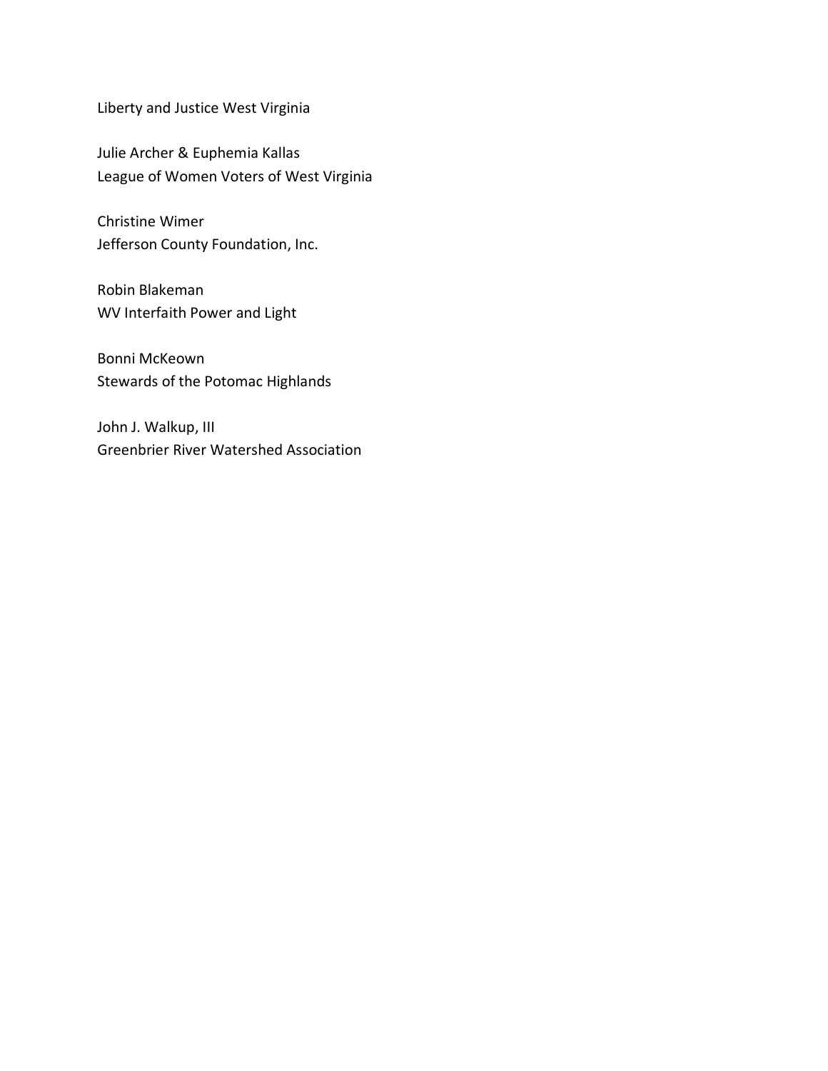Liberty and Justice West Virginia

Julie Archer & Euphemia Kallas
League of Women Voters of West Virginia

Christine Wimer
Jefferson County Foundation, Inc.

Robin Blakeman
WV Interfaith Power and Light

Bonni McKeown
Stewards of the Potomac Highlands

John J. Walkup, III
Greenbrier River Watershed Association